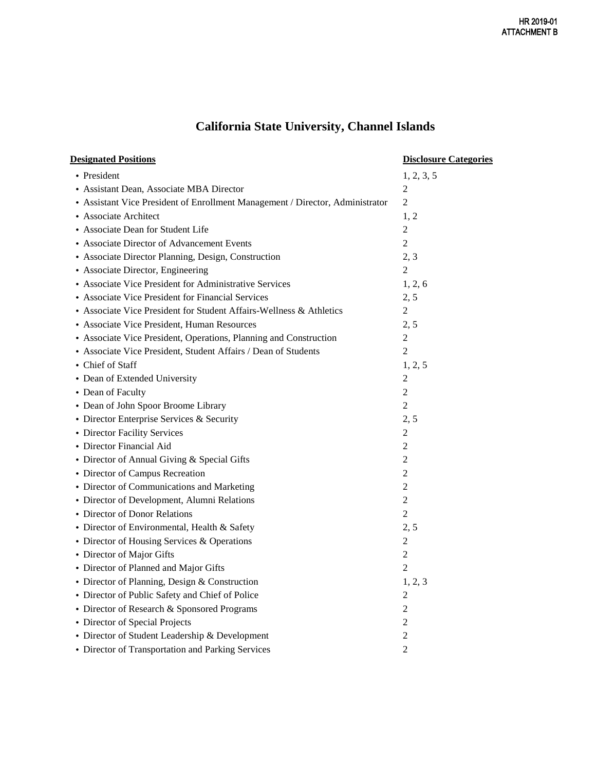HR 2019-01
ATTACHMENT B

# California State University, Channel Islands

| Designated Positions | Disclosure Categories |
|---|---|
| • President | 1, 2, 3, 5 |
| • Assistant Dean, Associate MBA Director | 2 |
| • Assistant Vice President of Enrollment Management / Director, Administrator | 2 |
| • Associate Architect | 1, 2 |
| • Associate Dean for Student Life | 2 |
| • Associate Director of Advancement Events | 2 |
| • Associate Director Planning, Design, Construction | 2, 3 |
| • Associate Director, Engineering | 2 |
| • Associate Vice President for Administrative Services | 1, 2, 6 |
| • Associate Vice President for Financial Services | 2, 5 |
| • Associate Vice President for Student Affairs-Wellness & Athletics | 2 |
| • Associate Vice President, Human Resources | 2, 5 |
| • Associate Vice President, Operations, Planning and Construction | 2 |
| • Associate Vice President, Student Affairs / Dean of Students | 2 |
| • Chief of Staff | 1, 2, 5 |
| • Dean of Extended University | 2 |
| • Dean of Faculty | 2 |
| • Dean of John Spoor Broome Library | 2 |
| • Director Enterprise Services & Security | 2, 5 |
| • Director Facility Services | 2 |
| • Director Financial Aid | 2 |
| • Director of Annual Giving & Special Gifts | 2 |
| • Director of Campus Recreation | 2 |
| • Director of Communications and Marketing | 2 |
| • Director of Development, Alumni Relations | 2 |
| • Director of Donor Relations | 2 |
| • Director of Environmental, Health & Safety | 2, 5 |
| • Director of Housing Services & Operations | 2 |
| • Director of Major Gifts | 2 |
| • Director of Planned and Major Gifts | 2 |
| • Director of Planning, Design & Construction | 1, 2, 3 |
| • Director of Public Safety and Chief of Police | 2 |
| • Director of Research & Sponsored Programs | 2 |
| • Director of Special Projects | 2 |
| • Director of Student Leadership & Development | 2 |
| • Director of Transportation and Parking Services | 2 |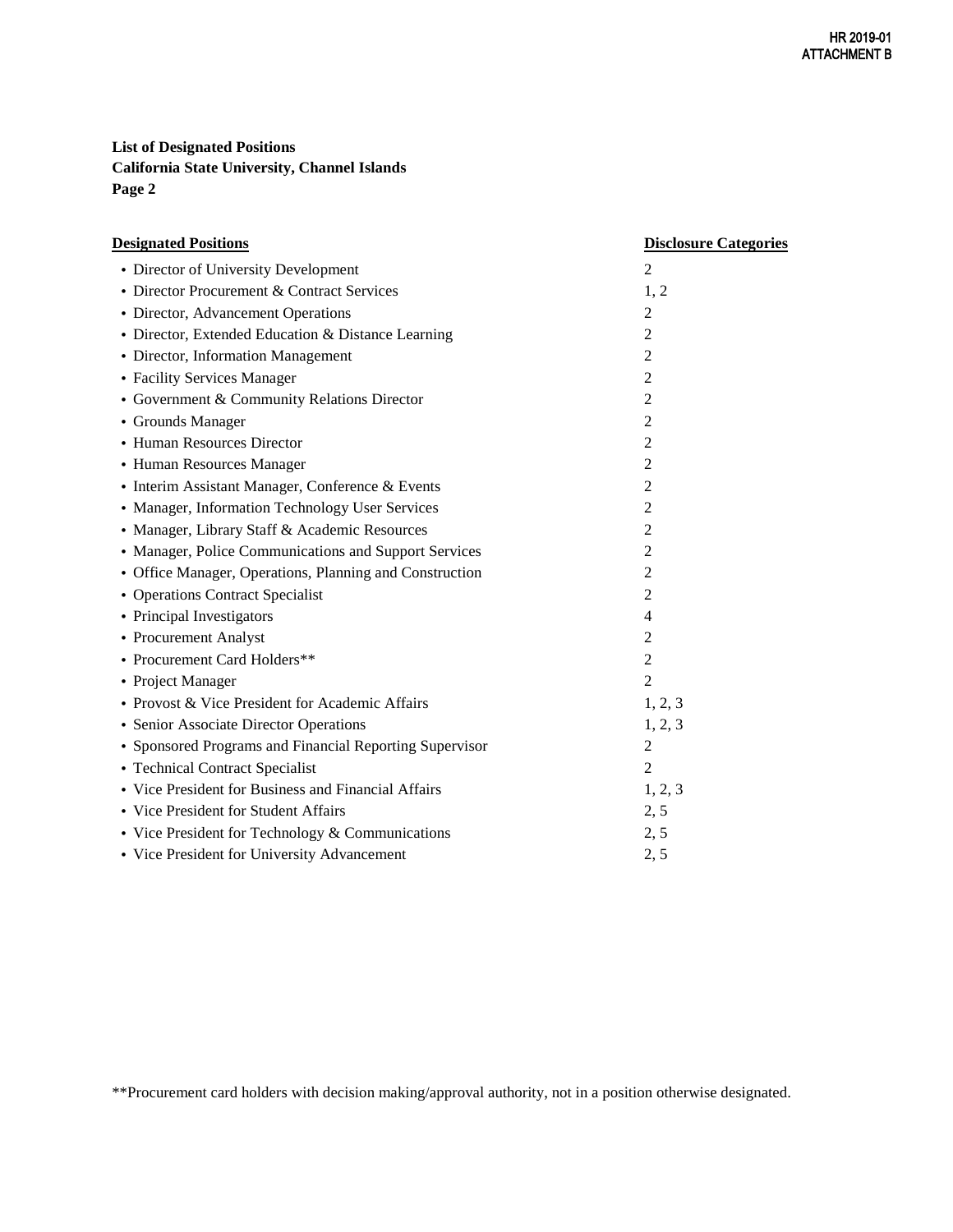HR 2019-01
ATTACHMENT B

**List of Designated Positions**
**California State University, Channel Islands**
**Page 2**

| Designated Positions | Disclosure Categories |
| --- | --- |
| • Director of University Development | 2 |
| • Director Procurement & Contract Services | 1, 2 |
| • Director, Advancement Operations | 2 |
| • Director, Extended Education & Distance Learning | 2 |
| • Director, Information Management | 2 |
| • Facility Services Manager | 2 |
| • Government & Community Relations Director | 2 |
| • Grounds Manager | 2 |
| • Human Resources Director | 2 |
| • Human Resources Manager | 2 |
| • Interim Assistant Manager, Conference & Events | 2 |
| • Manager, Information Technology User Services | 2 |
| • Manager, Library Staff & Academic Resources | 2 |
| • Manager, Police Communications and Support Services | 2 |
| • Office Manager, Operations, Planning and Construction | 2 |
| • Operations Contract Specialist | 2 |
| • Principal Investigators | 4 |
| • Procurement Analyst | 2 |
| • Procurement Card Holders** | 2 |
| • Project Manager | 2 |
| • Provost & Vice President for Academic Affairs | 1, 2, 3 |
| • Senior Associate Director Operations | 1, 2, 3 |
| • Sponsored Programs and Financial Reporting Supervisor | 2 |
| • Technical Contract Specialist | 2 |
| • Vice President for Business and Financial Affairs | 1, 2, 3 |
| • Vice President for Student Affairs | 2, 5 |
| • Vice President for Technology & Communications | 2, 5 |
| • Vice President for University Advancement | 2, 5 |

**Procurement card holders with decision making/approval authority, not in a position otherwise designated.